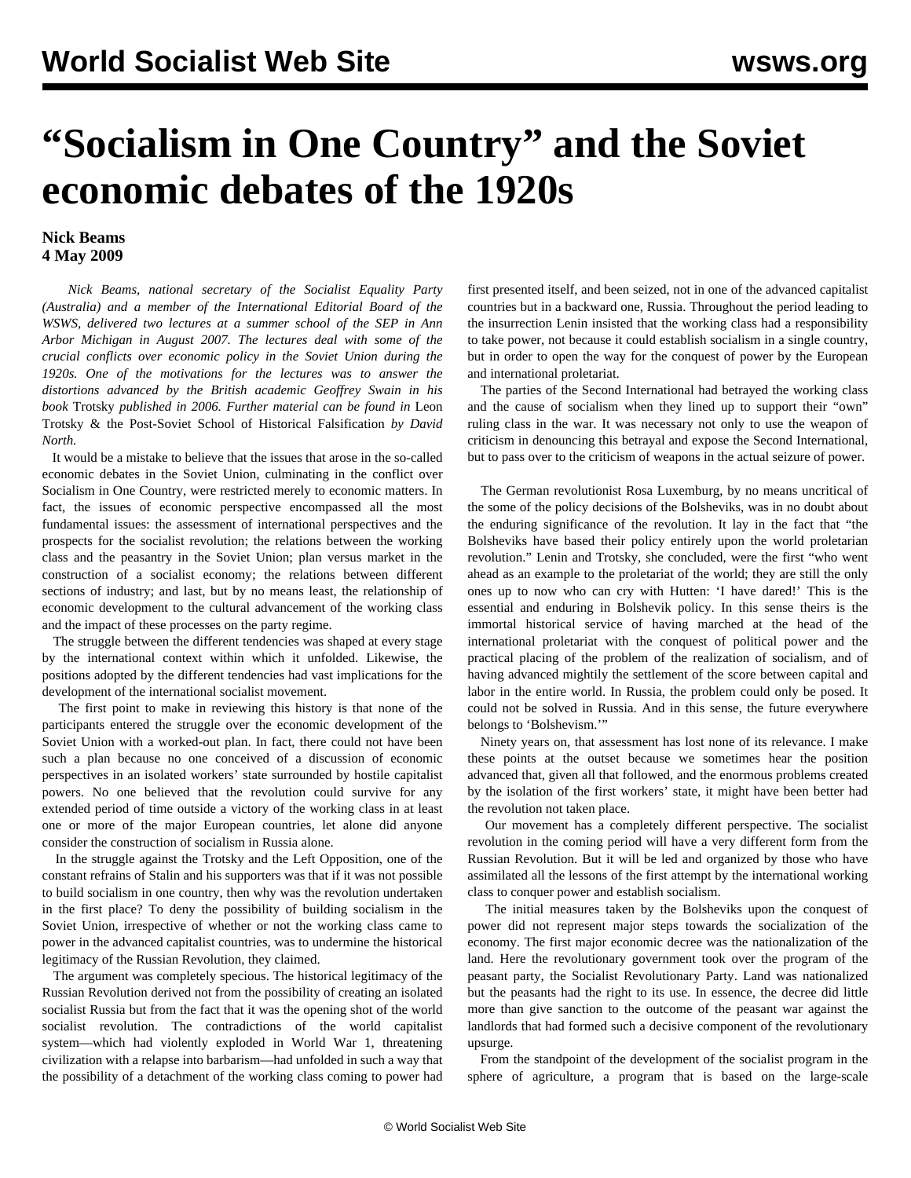# "Socialism in One Country" and the Soviet economic debates of the 1920s

**Nick Beams**
**4 May 2009**

*Nick Beams, national secretary of the Socialist Equality Party (Australia) and a member of the International Editorial Board of the WSWS, delivered two lectures at a summer school of the SEP in Ann Arbor Michigan in August 2007. The lectures deal with some of the crucial conflicts over economic policy in the Soviet Union during the 1920s. One of the motivations for the lectures was to answer the distortions advanced by the British academic Geoffrey Swain in his book* Trotsky *published in 2006. Further material can be found in* Leon Trotsky & the Post-Soviet School of Historical Falsification *by David North.*

It would be a mistake to believe that the issues that arose in the so-called economic debates in the Soviet Union, culminating in the conflict over Socialism in One Country, were restricted merely to economic matters. In fact, the issues of economic perspective encompassed all the most fundamental issues: the assessment of international perspectives and the prospects for the socialist revolution; the relations between the working class and the peasantry in the Soviet Union; plan versus market in the construction of a socialist economy; the relations between different sections of industry; and last, but by no means least, the relationship of economic development to the cultural advancement of the working class and the impact of these processes on the party regime.

The struggle between the different tendencies was shaped at every stage by the international context within which it unfolded. Likewise, the positions adopted by the different tendencies had vast implications for the development of the international socialist movement.

The first point to make in reviewing this history is that none of the participants entered the struggle over the economic development of the Soviet Union with a worked-out plan. In fact, there could not have been such a plan because no one conceived of a discussion of economic perspectives in an isolated workers' state surrounded by hostile capitalist powers. No one believed that the revolution could survive for any extended period of time outside a victory of the working class in at least one or more of the major European countries, let alone did anyone consider the construction of socialism in Russia alone.

In the struggle against the Trotsky and the Left Opposition, one of the constant refrains of Stalin and his supporters was that if it was not possible to build socialism in one country, then why was the revolution undertaken in the first place? To deny the possibility of building socialism in the Soviet Union, irrespective of whether or not the working class came to power in the advanced capitalist countries, was to undermine the historical legitimacy of the Russian Revolution, they claimed.

The argument was completely specious. The historical legitimacy of the Russian Revolution derived not from the possibility of creating an isolated socialist Russia but from the fact that it was the opening shot of the world socialist revolution. The contradictions of the world capitalist system—which had violently exploded in World War 1, threatening civilization with a relapse into barbarism—had unfolded in such a way that the possibility of a detachment of the working class coming to power had first presented itself, and been seized, not in one of the advanced capitalist countries but in a backward one, Russia. Throughout the period leading to the insurrection Lenin insisted that the working class had a responsibility to take power, not because it could establish socialism in a single country, but in order to open the way for the conquest of power by the European and international proletariat.

The parties of the Second International had betrayed the working class and the cause of socialism when they lined up to support their "own" ruling class in the war. It was necessary not only to use the weapon of criticism in denouncing this betrayal and expose the Second International, but to pass over to the criticism of weapons in the actual seizure of power.

The German revolutionist Rosa Luxemburg, by no means uncritical of the some of the policy decisions of the Bolsheviks, was in no doubt about the enduring significance of the revolution. It lay in the fact that "the Bolsheviks have based their policy entirely upon the world proletarian revolution." Lenin and Trotsky, she concluded, were the first "who went ahead as an example to the proletariat of the world; they are still the only ones up to now who can cry with Hutten: 'I have dared!' This is the essential and enduring in Bolshevik policy. In this sense theirs is the immortal historical service of having marched at the head of the international proletariat with the conquest of political power and the practical placing of the problem of the realization of socialism, and of having advanced mightily the settlement of the score between capital and labor in the entire world. In Russia, the problem could only be posed. It could not be solved in Russia. And in this sense, the future everywhere belongs to 'Bolshevism.'"

Ninety years on, that assessment has lost none of its relevance. I make these points at the outset because we sometimes hear the position advanced that, given all that followed, and the enormous problems created by the isolation of the first workers' state, it might have been better had the revolution not taken place.

Our movement has a completely different perspective. The socialist revolution in the coming period will have a very different form from the Russian Revolution. But it will be led and organized by those who have assimilated all the lessons of the first attempt by the international working class to conquer power and establish socialism.

The initial measures taken by the Bolsheviks upon the conquest of power did not represent major steps towards the socialization of the economy. The first major economic decree was the nationalization of the land. Here the revolutionary government took over the program of the peasant party, the Socialist Revolutionary Party. Land was nationalized but the peasants had the right to its use. In essence, the decree did little more than give sanction to the outcome of the peasant war against the landlords that had formed such a decisive component of the revolutionary upsurge.

From the standpoint of the development of the socialist program in the sphere of agriculture, a program that is based on the large-scale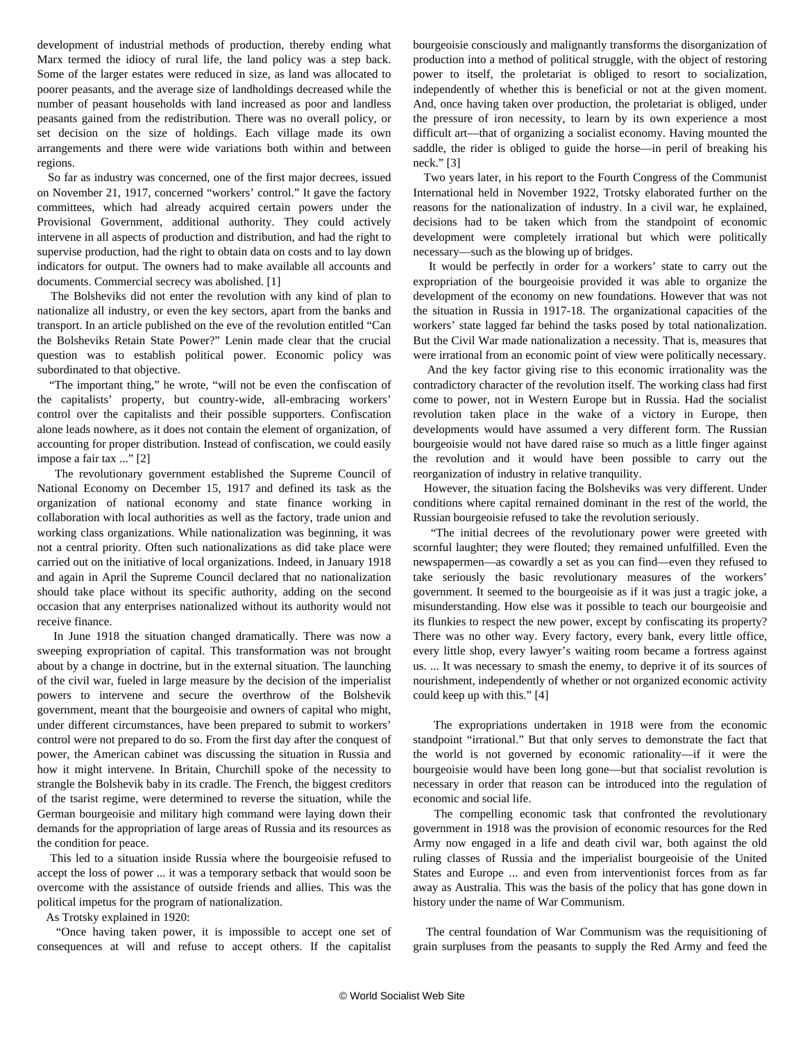development of industrial methods of production, thereby ending what Marx termed the idiocy of rural life, the land policy was a step back. Some of the larger estates were reduced in size, as land was allocated to poorer peasants, and the average size of landholdings decreased while the number of peasant households with land increased as poor and landless peasants gained from the redistribution. There was no overall policy, or set decision on the size of holdings. Each village made its own arrangements and there were wide variations both within and between regions.

So far as industry was concerned, one of the first major decrees, issued on November 21, 1917, concerned "workers' control." It gave the factory committees, which had already acquired certain powers under the Provisional Government, additional authority. They could actively intervene in all aspects of production and distribution, and had the right to supervise production, had the right to obtain data on costs and to lay down indicators for output. The owners had to make available all accounts and documents. Commercial secrecy was abolished. [1]

The Bolsheviks did not enter the revolution with any kind of plan to nationalize all industry, or even the key sectors, apart from the banks and transport. In an article published on the eve of the revolution entitled "Can the Bolsheviks Retain State Power?" Lenin made clear that the crucial question was to establish political power. Economic policy was subordinated to that objective.

"The important thing," he wrote, "will not be even the confiscation of the capitalists' property, but country-wide, all-embracing workers' control over the capitalists and their possible supporters. Confiscation alone leads nowhere, as it does not contain the element of organization, of accounting for proper distribution. Instead of confiscation, we could easily impose a fair tax ..." [2]

The revolutionary government established the Supreme Council of National Economy on December 15, 1917 and defined its task as the organization of national economy and state finance working in collaboration with local authorities as well as the factory, trade union and working class organizations. While nationalization was beginning, it was not a central priority. Often such nationalizations as did take place were carried out on the initiative of local organizations. Indeed, in January 1918 and again in April the Supreme Council declared that no nationalization should take place without its specific authority, adding on the second occasion that any enterprises nationalized without its authority would not receive finance.

In June 1918 the situation changed dramatically. There was now a sweeping expropriation of capital. This transformation was not brought about by a change in doctrine, but in the external situation. The launching of the civil war, fueled in large measure by the decision of the imperialist powers to intervene and secure the overthrow of the Bolshevik government, meant that the bourgeoisie and owners of capital who might, under different circumstances, have been prepared to submit to workers' control were not prepared to do so. From the first day after the conquest of power, the American cabinet was discussing the situation in Russia and how it might intervene. In Britain, Churchill spoke of the necessity to strangle the Bolshevik baby in its cradle. The French, the biggest creditors of the tsarist regime, were determined to reverse the situation, while the German bourgeoisie and military high command were laying down their demands for the appropriation of large areas of Russia and its resources as the condition for peace.

This led to a situation inside Russia where the bourgeoisie refused to accept the loss of power ... it was a temporary setback that would soon be overcome with the assistance of outside friends and allies. This was the political impetus for the program of nationalization.

As Trotsky explained in 1920:

"Once having taken power, it is impossible to accept one set of consequences at will and refuse to accept others. If the capitalist bourgeoisie consciously and malignantly transforms the disorganization of production into a method of political struggle, with the object of restoring power to itself, the proletariat is obliged to resort to socialization, independently of whether this is beneficial or not at the given moment. And, once having taken over production, the proletariat is obliged, under the pressure of iron necessity, to learn by its own experience a most difficult art—that of organizing a socialist economy. Having mounted the saddle, the rider is obliged to guide the horse—in peril of breaking his neck." [3]

Two years later, in his report to the Fourth Congress of the Communist International held in November 1922, Trotsky elaborated further on the reasons for the nationalization of industry. In a civil war, he explained, decisions had to be taken which from the standpoint of economic development were completely irrational but which were politically necessary—such as the blowing up of bridges.

It would be perfectly in order for a workers' state to carry out the expropriation of the bourgeoisie provided it was able to organize the development of the economy on new foundations. However that was not the situation in Russia in 1917-18. The organizational capacities of the workers' state lagged far behind the tasks posed by total nationalization. But the Civil War made nationalization a necessity. That is, measures that were irrational from an economic point of view were politically necessary.

And the key factor giving rise to this economic irrationality was the contradictory character of the revolution itself. The working class had first come to power, not in Western Europe but in Russia. Had the socialist revolution taken place in the wake of a victory in Europe, then developments would have assumed a very different form. The Russian bourgeoisie would not have dared raise so much as a little finger against the revolution and it would have been possible to carry out the reorganization of industry in relative tranquility.

However, the situation facing the Bolsheviks was very different. Under conditions where capital remained dominant in the rest of the world, the Russian bourgeoisie refused to take the revolution seriously.

"The initial decrees of the revolutionary power were greeted with scornful laughter; they were flouted; they remained unfulfilled. Even the newspapermen—as cowardly a set as you can find—even they refused to take seriously the basic revolutionary measures of the workers' government. It seemed to the bourgeoisie as if it was just a tragic joke, a misunderstanding. How else was it possible to teach our bourgeoisie and its flunkies to respect the new power, except by confiscating its property? There was no other way. Every factory, every bank, every little office, every little shop, every lawyer's waiting room became a fortress against us. ... It was necessary to smash the enemy, to deprive it of its sources of nourishment, independently of whether or not organized economic activity could keep up with this." [4]

The expropriations undertaken in 1918 were from the economic standpoint "irrational." But that only serves to demonstrate the fact that the world is not governed by economic rationality—if it were the bourgeoisie would have been long gone—but that socialist revolution is necessary in order that reason can be introduced into the regulation of economic and social life.

The compelling economic task that confronted the revolutionary government in 1918 was the provision of economic resources for the Red Army now engaged in a life and death civil war, both against the old ruling classes of Russia and the imperialist bourgeoisie of the United States and Europe ... and even from interventionist forces from as far away as Australia. This was the basis of the policy that has gone down in history under the name of War Communism.

The central foundation of War Communism was the requisitioning of grain surpluses from the peasants to supply the Red Army and feed the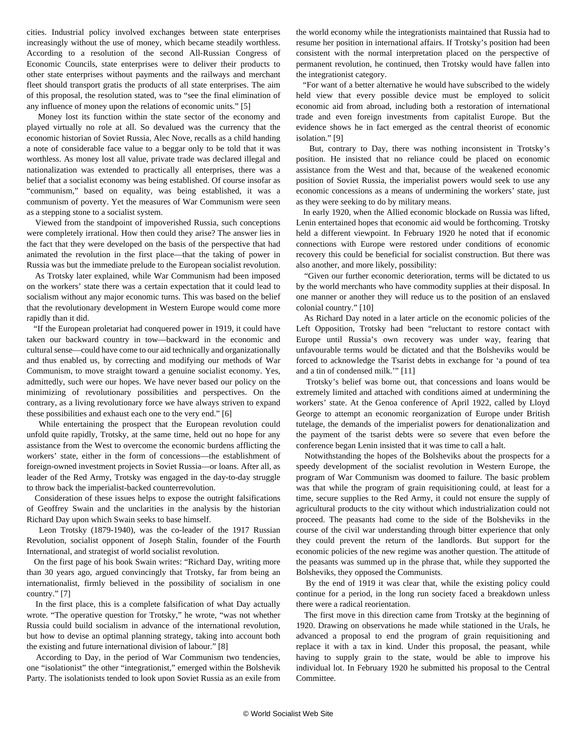cities. Industrial policy involved exchanges between state enterprises increasingly without the use of money, which became steadily worthless. According to a resolution of the second All-Russian Congress of Economic Councils, state enterprises were to deliver their products to other state enterprises without payments and the railways and merchant fleet should transport gratis the products of all state enterprises. The aim of this proposal, the resolution stated, was to "see the final elimination of any influence of money upon the relations of economic units." [5]

Money lost its function within the state sector of the economy and played virtually no role at all. So devalued was the currency that the economic historian of Soviet Russia, Alec Nove, recalls as a child handing a note of considerable face value to a beggar only to be told that it was worthless. As money lost all value, private trade was declared illegal and nationalization was extended to practically all enterprises, there was a belief that a socialist economy was being established. Of course insofar as "communism," based on equality, was being established, it was a communism of poverty. Yet the measures of War Communism were seen as a stepping stone to a socialist system.

Viewed from the standpoint of impoverished Russia, such conceptions were completely irrational. How then could they arise? The answer lies in the fact that they were developed on the basis of the perspective that had animated the revolution in the first place—that the taking of power in Russia was but the immediate prelude to the European socialist revolution.

As Trotsky later explained, while War Communism had been imposed on the workers' state there was a certain expectation that it could lead to socialism without any major economic turns. This was based on the belief that the revolutionary development in Western Europe would come more rapidly than it did.

"If the European proletariat had conquered power in 1919, it could have taken our backward country in tow—backward in the economic and cultural sense—could have come to our aid technically and organizationally and thus enabled us, by correcting and modifying our methods of War Communism, to move straight toward a genuine socialist economy. Yes, admittedly, such were our hopes. We have never based our policy on the minimizing of revolutionary possibilities and perspectives. On the contrary, as a living revolutionary force we have always striven to expand these possibilities and exhaust each one to the very end." [6]

While entertaining the prospect that the European revolution could unfold quite rapidly, Trotsky, at the same time, held out no hope for any assistance from the West to overcome the economic burdens afflicting the workers' state, either in the form of concessions—the establishment of foreign-owned investment projects in Soviet Russia—or loans. After all, as leader of the Red Army, Trotsky was engaged in the day-to-day struggle to throw back the imperialist-backed counterrevolution.

Consideration of these issues helps to expose the outright falsifications of Geoffrey Swain and the unclarities in the analysis by the historian Richard Day upon which Swain seeks to base himself.

Leon Trotsky (1879-1940), was the co-leader of the 1917 Russian Revolution, socialist opponent of Joseph Stalin, founder of the Fourth International, and strategist of world socialist revolution.

On the first page of his book Swain writes: "Richard Day, writing more than 30 years ago, argued convincingly that Trotsky, far from being an internationalist, firmly believed in the possibility of socialism in one country." [7]

In the first place, this is a complete falsification of what Day actually wrote. "The operative question for Trotsky," he wrote, "was not whether Russia could build socialism in advance of the international revolution, but how to devise an optimal planning strategy, taking into account both the existing and future international division of labour." [8]

According to Day, in the period of War Communism two tendencies, one "isolationist" the other "integrationist," emerged within the Bolshevik Party. The isolationists tended to look upon Soviet Russia as an exile from the world economy while the integrationists maintained that Russia had to resume her position in international affairs. If Trotsky's position had been consistent with the normal interpretation placed on the perspective of permanent revolution, he continued, then Trotsky would have fallen into the integrationist category.

"For want of a better alternative he would have subscribed to the widely held view that every possible device must be employed to solicit economic aid from abroad, including both a restoration of international trade and even foreign investments from capitalist Europe. But the evidence shows he in fact emerged as the central theorist of economic isolation." [9]

But, contrary to Day, there was nothing inconsistent in Trotsky's position. He insisted that no reliance could be placed on economic assistance from the West and that, because of the weakened economic position of Soviet Russia, the imperialist powers would seek to use any economic concessions as a means of undermining the workers' state, just as they were seeking to do by military means.

In early 1920, when the Allied economic blockade on Russia was lifted, Lenin entertained hopes that economic aid would be forthcoming. Trotsky held a different viewpoint. In February 1920 he noted that if economic connections with Europe were restored under conditions of economic recovery this could be beneficial for socialist construction. But there was also another, and more likely, possibility:

"Given our further economic deterioration, terms will be dictated to us by the world merchants who have commodity supplies at their disposal. In one manner or another they will reduce us to the position of an enslaved colonial country." [10]

As Richard Day noted in a later article on the economic policies of the Left Opposition, Trotsky had been "reluctant to restore contact with Europe until Russia's own recovery was under way, fearing that unfavourable terms would be dictated and that the Bolsheviks would be forced to acknowledge the Tsarist debts in exchange for 'a pound of tea and a tin of condensed milk.'" [11]

Trotsky's belief was borne out, that concessions and loans would be extremely limited and attached with conditions aimed at undermining the workers' state. At the Genoa conference of April 1922, called by Lloyd George to attempt an economic reorganization of Europe under British tutelage, the demands of the imperialist powers for denationalization and the payment of the tsarist debts were so severe that even before the conference began Lenin insisted that it was time to call a halt.

Notwithstanding the hopes of the Bolsheviks about the prospects for a speedy development of the socialist revolution in Western Europe, the program of War Communism was doomed to failure. The basic problem was that while the program of grain requisitioning could, at least for a time, secure supplies to the Red Army, it could not ensure the supply of agricultural products to the city without which industrialization could not proceed. The peasants had come to the side of the Bolsheviks in the course of the civil war understanding through bitter experience that only they could prevent the return of the landlords. But support for the economic policies of the new regime was another question. The attitude of the peasants was summed up in the phrase that, while they supported the Bolsheviks, they opposed the Communists.

By the end of 1919 it was clear that, while the existing policy could continue for a period, in the long run society faced a breakdown unless there were a radical reorientation.

The first move in this direction came from Trotsky at the beginning of 1920. Drawing on observations he made while stationed in the Urals, he advanced a proposal to end the program of grain requisitioning and replace it with a tax in kind. Under this proposal, the peasant, while having to supply grain to the state, would be able to improve his individual lot. In February 1920 he submitted his proposal to the Central Committee.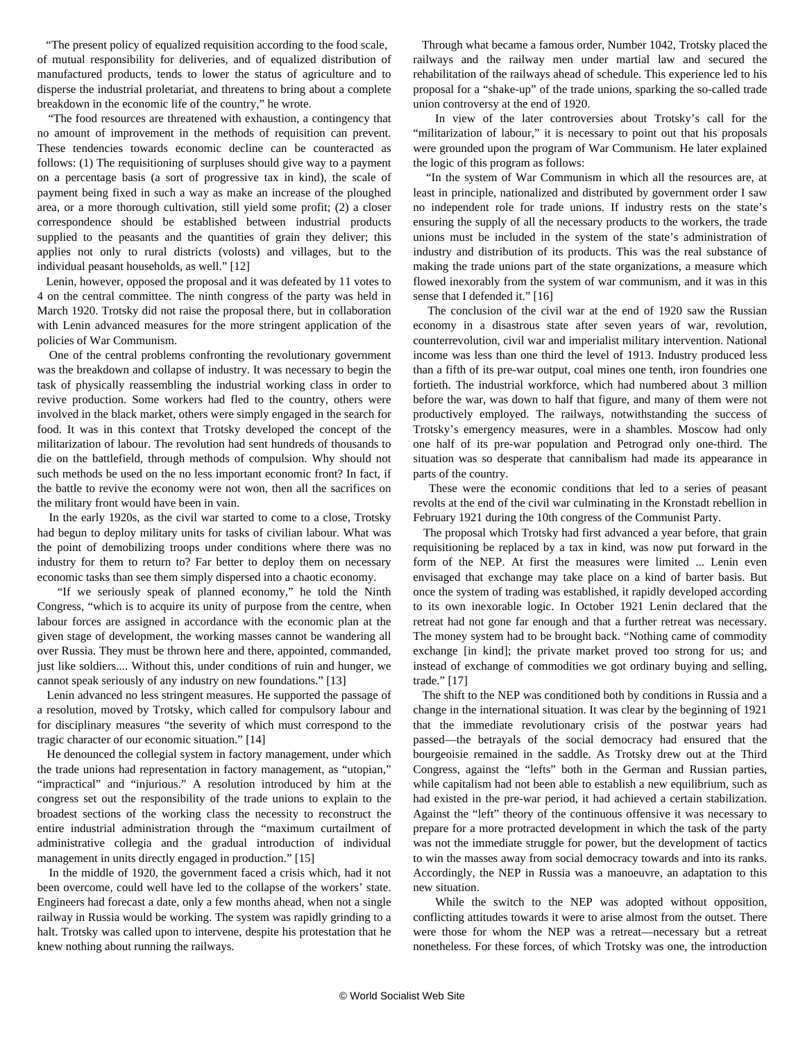"The present policy of equalized requisition according to the food scale, of mutual responsibility for deliveries, and of equalized distribution of manufactured products, tends to lower the status of agriculture and to disperse the industrial proletariat, and threatens to bring about a complete breakdown in the economic life of the country," he wrote.

"The food resources are threatened with exhaustion, a contingency that no amount of improvement in the methods of requisition can prevent. These tendencies towards economic decline can be counteracted as follows: (1) The requisitioning of surpluses should give way to a payment on a percentage basis (a sort of progressive tax in kind), the scale of payment being fixed in such a way as make an increase of the ploughed area, or a more thorough cultivation, still yield some profit; (2) a closer correspondence should be established between industrial products supplied to the peasants and the quantities of grain they deliver; this applies not only to rural districts (volosts) and villages, but to the individual peasant households, as well." [12]

Lenin, however, opposed the proposal and it was defeated by 11 votes to 4 on the central committee. The ninth congress of the party was held in March 1920. Trotsky did not raise the proposal there, but in collaboration with Lenin advanced measures for the more stringent application of the policies of War Communism.

One of the central problems confronting the revolutionary government was the breakdown and collapse of industry. It was necessary to begin the task of physically reassembling the industrial working class in order to revive production. Some workers had fled to the country, others were involved in the black market, others were simply engaged in the search for food. It was in this context that Trotsky developed the concept of the militarization of labour. The revolution had sent hundreds of thousands to die on the battlefield, through methods of compulsion. Why should not such methods be used on the no less important economic front? In fact, if the battle to revive the economy were not won, then all the sacrifices on the military front would have been in vain.

In the early 1920s, as the civil war started to come to a close, Trotsky had begun to deploy military units for tasks of civilian labour. What was the point of demobilizing troops under conditions where there was no industry for them to return to? Far better to deploy them on necessary economic tasks than see them simply dispersed into a chaotic economy.

"If we seriously speak of planned economy," he told the Ninth Congress, "which is to acquire its unity of purpose from the centre, when labour forces are assigned in accordance with the economic plan at the given stage of development, the working masses cannot be wandering all over Russia. They must be thrown here and there, appointed, commanded, just like soldiers.... Without this, under conditions of ruin and hunger, we cannot speak seriously of any industry on new foundations." [13]

Lenin advanced no less stringent measures. He supported the passage of a resolution, moved by Trotsky, which called for compulsory labour and for disciplinary measures "the severity of which must correspond to the tragic character of our economic situation." [14]

He denounced the collegial system in factory management, under which the trade unions had representation in factory management, as "utopian," "impractical" and "injurious." A resolution introduced by him at the congress set out the responsibility of the trade unions to explain to the broadest sections of the working class the necessity to reconstruct the entire industrial administration through the "maximum curtailment of administrative collegia and the gradual introduction of individual management in units directly engaged in production." [15]

In the middle of 1920, the government faced a crisis which, had it not been overcome, could well have led to the collapse of the workers' state. Engineers had forecast a date, only a few months ahead, when not a single railway in Russia would be working. The system was rapidly grinding to a halt. Trotsky was called upon to intervene, despite his protestation that he knew nothing about running the railways.

Through what became a famous order, Number 1042, Trotsky placed the railways and the railway men under martial law and secured the rehabilitation of the railways ahead of schedule. This experience led to his proposal for a "shake-up" of the trade unions, sparking the so-called trade union controversy at the end of 1920.

In view of the later controversies about Trotsky's call for the "militarization of labour," it is necessary to point out that his proposals were grounded upon the program of War Communism. He later explained the logic of this program as follows:

"In the system of War Communism in which all the resources are, at least in principle, nationalized and distributed by government order I saw no independent role for trade unions. If industry rests on the state's ensuring the supply of all the necessary products to the workers, the trade unions must be included in the system of the state's administration of industry and distribution of its products. This was the real substance of making the trade unions part of the state organizations, a measure which flowed inexorably from the system of war communism, and it was in this sense that I defended it." [16]

The conclusion of the civil war at the end of 1920 saw the Russian economy in a disastrous state after seven years of war, revolution, counterrevolution, civil war and imperialist military intervention. National income was less than one third the level of 1913. Industry produced less than a fifth of its pre-war output, coal mines one tenth, iron foundries one fortieth. The industrial workforce, which had numbered about 3 million before the war, was down to half that figure, and many of them were not productively employed. The railways, notwithstanding the success of Trotsky's emergency measures, were in a shambles. Moscow had only one half of its pre-war population and Petrograd only one-third. The situation was so desperate that cannibalism had made its appearance in parts of the country.

These were the economic conditions that led to a series of peasant revolts at the end of the civil war culminating in the Kronstadt rebellion in February 1921 during the 10th congress of the Communist Party.

The proposal which Trotsky had first advanced a year before, that grain requisitioning be replaced by a tax in kind, was now put forward in the form of the NEP. At first the measures were limited ... Lenin even envisaged that exchange may take place on a kind of barter basis. But once the system of trading was established, it rapidly developed according to its own inexorable logic. In October 1921 Lenin declared that the retreat had not gone far enough and that a further retreat was necessary. The money system had to be brought back. "Nothing came of commodity exchange [in kind]; the private market proved too strong for us; and instead of exchange of commodities we got ordinary buying and selling, trade." [17]

The shift to the NEP was conditioned both by conditions in Russia and a change in the international situation. It was clear by the beginning of 1921 that the immediate revolutionary crisis of the postwar years had passed—the betrayals of the social democracy had ensured that the bourgeoisie remained in the saddle. As Trotsky drew out at the Third Congress, against the "lefts" both in the German and Russian parties, while capitalism had not been able to establish a new equilibrium, such as had existed in the pre-war period, it had achieved a certain stabilization. Against the "left" theory of the continuous offensive it was necessary to prepare for a more protracted development in which the task of the party was not the immediate struggle for power, but the development of tactics to win the masses away from social democracy towards and into its ranks. Accordingly, the NEP in Russia was a manoeuvre, an adaptation to this new situation.

While the switch to the NEP was adopted without opposition, conflicting attitudes towards it were to arise almost from the outset. There were those for whom the NEP was a retreat—necessary but a retreat nonetheless. For these forces, of which Trotsky was one, the introduction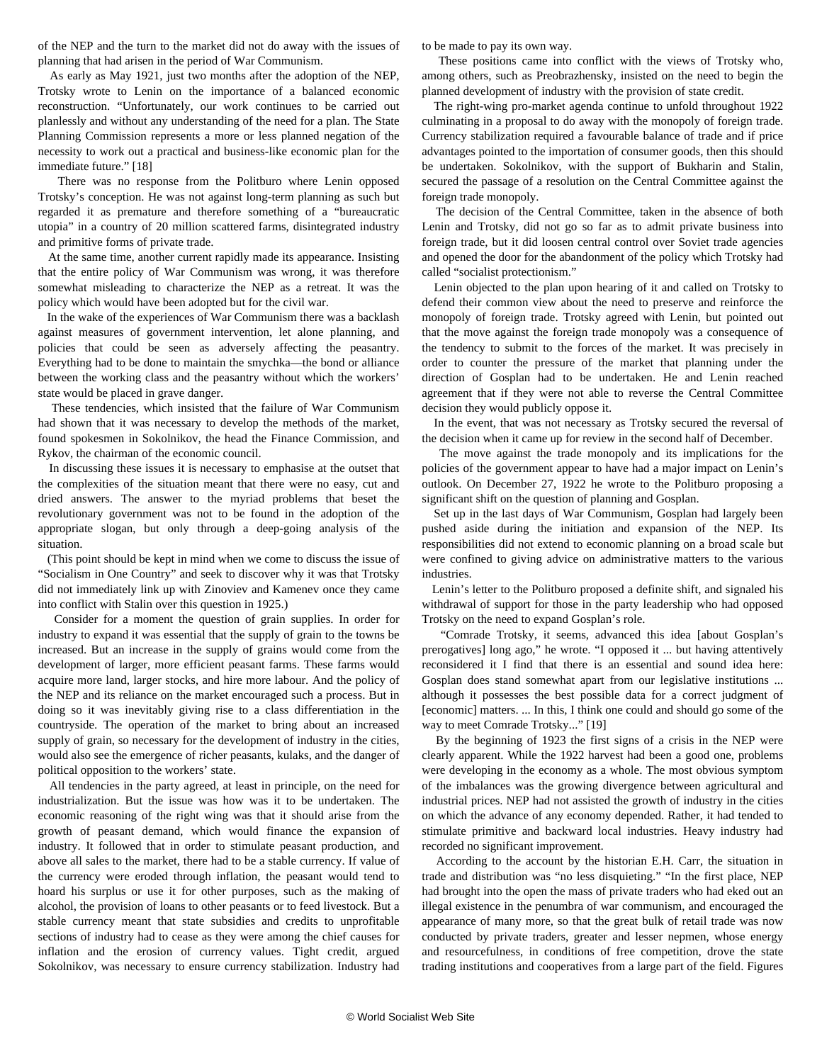of the NEP and the turn to the market did not do away with the issues of planning that had arisen in the period of War Communism.

As early as May 1921, just two months after the adoption of the NEP, Trotsky wrote to Lenin on the importance of a balanced economic reconstruction. "Unfortunately, our work continues to be carried out planlessly and without any understanding of the need for a plan. The State Planning Commission represents a more or less planned negation of the necessity to work out a practical and business-like economic plan for the immediate future." [18]

There was no response from the Politburo where Lenin opposed Trotsky's conception. He was not against long-term planning as such but regarded it as premature and therefore something of a "bureaucratic utopia" in a country of 20 million scattered farms, disintegrated industry and primitive forms of private trade.

At the same time, another current rapidly made its appearance. Insisting that the entire policy of War Communism was wrong, it was therefore somewhat misleading to characterize the NEP as a retreat. It was the policy which would have been adopted but for the civil war.

In the wake of the experiences of War Communism there was a backlash against measures of government intervention, let alone planning, and policies that could be seen as adversely affecting the peasantry. Everything had to be done to maintain the smychka—the bond or alliance between the working class and the peasantry without which the workers' state would be placed in grave danger.

These tendencies, which insisted that the failure of War Communism had shown that it was necessary to develop the methods of the market, found spokesmen in Sokolnikov, the head the Finance Commission, and Rykov, the chairman of the economic council.

In discussing these issues it is necessary to emphasise at the outset that the complexities of the situation meant that there were no easy, cut and dried answers. The answer to the myriad problems that beset the revolutionary government was not to be found in the adoption of the appropriate slogan, but only through a deep-going analysis of the situation.

(This point should be kept in mind when we come to discuss the issue of "Socialism in One Country" and seek to discover why it was that Trotsky did not immediately link up with Zinoviev and Kamenev once they came into conflict with Stalin over this question in 1925.)

Consider for a moment the question of grain supplies. In order for industry to expand it was essential that the supply of grain to the towns be increased. But an increase in the supply of grains would come from the development of larger, more efficient peasant farms. These farms would acquire more land, larger stocks, and hire more labour. And the policy of the NEP and its reliance on the market encouraged such a process. But in doing so it was inevitably giving rise to a class differentiation in the countryside. The operation of the market to bring about an increased supply of grain, so necessary for the development of industry in the cities, would also see the emergence of richer peasants, kulaks, and the danger of political opposition to the workers' state.

All tendencies in the party agreed, at least in principle, on the need for industrialization. But the issue was how was it to be undertaken. The economic reasoning of the right wing was that it should arise from the growth of peasant demand, which would finance the expansion of industry. It followed that in order to stimulate peasant production, and above all sales to the market, there had to be a stable currency. If value of the currency were eroded through inflation, the peasant would tend to hoard his surplus or use it for other purposes, such as the making of alcohol, the provision of loans to other peasants or to feed livestock. But a stable currency meant that state subsidies and credits to unprofitable sections of industry had to cease as they were among the chief causes for inflation and the erosion of currency values. Tight credit, argued Sokolnikov, was necessary to ensure currency stabilization. Industry had to be made to pay its own way.

These positions came into conflict with the views of Trotsky who, among others, such as Preobrazhensky, insisted on the need to begin the planned development of industry with the provision of state credit.

The right-wing pro-market agenda continue to unfold throughout 1922 culminating in a proposal to do away with the monopoly of foreign trade. Currency stabilization required a favourable balance of trade and if price advantages pointed to the importation of consumer goods, then this should be undertaken. Sokolnikov, with the support of Bukharin and Stalin, secured the passage of a resolution on the Central Committee against the foreign trade monopoly.

The decision of the Central Committee, taken in the absence of both Lenin and Trotsky, did not go so far as to admit private business into foreign trade, but it did loosen central control over Soviet trade agencies and opened the door for the abandonment of the policy which Trotsky had called "socialist protectionism."

Lenin objected to the plan upon hearing of it and called on Trotsky to defend their common view about the need to preserve and reinforce the monopoly of foreign trade. Trotsky agreed with Lenin, but pointed out that the move against the foreign trade monopoly was a consequence of the tendency to submit to the forces of the market. It was precisely in order to counter the pressure of the market that planning under the direction of Gosplan had to be undertaken. He and Lenin reached agreement that if they were not able to reverse the Central Committee decision they would publicly oppose it.

In the event, that was not necessary as Trotsky secured the reversal of the decision when it came up for review in the second half of December.

The move against the trade monopoly and its implications for the policies of the government appear to have had a major impact on Lenin's outlook. On December 27, 1922 he wrote to the Politburo proposing a significant shift on the question of planning and Gosplan.

Set up in the last days of War Communism, Gosplan had largely been pushed aside during the initiation and expansion of the NEP. Its responsibilities did not extend to economic planning on a broad scale but were confined to giving advice on administrative matters to the various industries.

Lenin's letter to the Politburo proposed a definite shift, and signaled his withdrawal of support for those in the party leadership who had opposed Trotsky on the need to expand Gosplan's role.

"Comrade Trotsky, it seems, advanced this idea [about Gosplan's prerogatives] long ago," he wrote. "I opposed it ... but having attentively reconsidered it I find that there is an essential and sound idea here: Gosplan does stand somewhat apart from our legislative institutions ... although it possesses the best possible data for a correct judgment of [economic] matters. ... In this, I think one could and should go some of the way to meet Comrade Trotsky..." [19]

By the beginning of 1923 the first signs of a crisis in the NEP were clearly apparent. While the 1922 harvest had been a good one, problems were developing in the economy as a whole. The most obvious symptom of the imbalances was the growing divergence between agricultural and industrial prices. NEP had not assisted the growth of industry in the cities on which the advance of any economy depended. Rather, it had tended to stimulate primitive and backward local industries. Heavy industry had recorded no significant improvement.

According to the account by the historian E.H. Carr, the situation in trade and distribution was "no less disquieting." "In the first place, NEP had brought into the open the mass of private traders who had eked out an illegal existence in the penumbra of war communism, and encouraged the appearance of many more, so that the great bulk of retail trade was now conducted by private traders, greater and lesser nepmen, whose energy and resourcefulness, in conditions of free competition, drove the state trading institutions and cooperatives from a large part of the field. Figures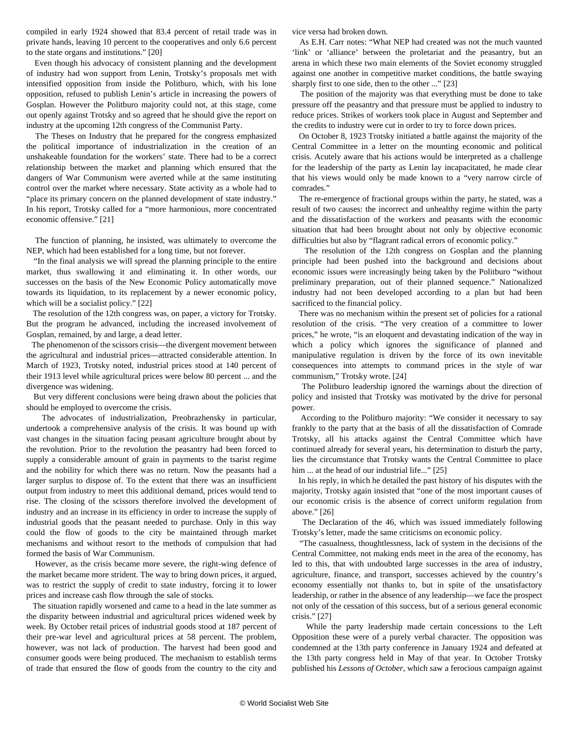compiled in early 1924 showed that 83.4 percent of retail trade was in private hands, leaving 10 percent to the cooperatives and only 6.6 percent to the state organs and institutions." [20]

Even though his advocacy of consistent planning and the development of industry had won support from Lenin, Trotsky's proposals met with intensified opposition from inside the Politburo, which, with his lone opposition, refused to publish Lenin's article in increasing the powers of Gosplan. However the Politburo majority could not, at this stage, come out openly against Trotsky and so agreed that he should give the report on industry at the upcoming 12th congress of the Communist Party.

The Theses on Industry that he prepared for the congress emphasized the political importance of industrialization in the creation of an unshakeable foundation for the workers' state. There had to be a correct relationship between the market and planning which ensured that the dangers of War Communism were averted while at the same instituting control over the market where necessary. State activity as a whole had to "place its primary concern on the planned development of state industry." In his report, Trotsky called for a "more harmonious, more concentrated economic offensive." [21]

The function of planning, he insisted, was ultimately to overcome the NEP, which had been established for a long time, but not forever.

"In the final analysis we will spread the planning principle to the entire market, thus swallowing it and eliminating it. In other words, our successes on the basis of the New Economic Policy automatically move towards its liquidation, to its replacement by a newer economic policy, which will be a socialist policy." [22]

The resolution of the 12th congress was, on paper, a victory for Trotsky. But the program he advanced, including the increased involvement of Gosplan, remained, by and large, a dead letter.

The phenomenon of the scissors crisis—the divergent movement between the agricultural and industrial prices—attracted considerable attention. In March of 1923, Trotsky noted, industrial prices stood at 140 percent of their 1913 level while agricultural prices were below 80 percent ... and the divergence was widening.

But very different conclusions were being drawn about the policies that should be employed to overcome the crisis.

The advocates of industrialization, Preobrazhensky in particular, undertook a comprehensive analysis of the crisis. It was bound up with vast changes in the situation facing peasant agriculture brought about by the revolution. Prior to the revolution the peasantry had been forced to supply a considerable amount of grain in payments to the tsarist regime and the nobility for which there was no return. Now the peasants had a larger surplus to dispose of. To the extent that there was an insufficient output from industry to meet this additional demand, prices would tend to rise. The closing of the scissors therefore involved the development of industry and an increase in its efficiency in order to increase the supply of industrial goods that the peasant needed to purchase. Only in this way could the flow of goods to the city be maintained through market mechanisms and without resort to the methods of compulsion that had formed the basis of War Communism.

However, as the crisis became more severe, the right-wing defence of the market became more strident. The way to bring down prices, it argued, was to restrict the supply of credit to state industry, forcing it to lower prices and increase cash flow through the sale of stocks.

The situation rapidly worsened and came to a head in the late summer as the disparity between industrial and agricultural prices widened week by week. By October retail prices of industrial goods stood at 187 percent of their pre-war level and agricultural prices at 58 percent. The problem, however, was not lack of production. The harvest had been good and consumer goods were being produced. The mechanism to establish terms of trade that ensured the flow of goods from the country to the city and vice versa had broken down.

As E.H. Carr notes: "What NEP had created was not the much vaunted 'link' or 'alliance' between the proletariat and the peasantry, but an arena in which these two main elements of the Soviet economy struggled against one another in competitive market conditions, the battle swaying sharply first to one side, then to the other ..." [23]

The position of the majority was that everything must be done to take pressure off the peasantry and that pressure must be applied to industry to reduce prices. Strikes of workers took place in August and September and the credits to industry were cut in order to try to force down prices.

On October 8, 1923 Trotsky initiated a battle against the majority of the Central Committee in a letter on the mounting economic and political crisis. Acutely aware that his actions would be interpreted as a challenge for the leadership of the party as Lenin lay incapacitated, he made clear that his views would only be made known to a "very narrow circle of comrades."

The re-emergence of fractional groups within the party, he stated, was a result of two causes: the incorrect and unhealthy regime within the party and the dissatisfaction of the workers and peasants with the economic situation that had been brought about not only by objective economic difficulties but also by "flagrant radical errors of economic policy."

The resolution of the 12th congress on Gosplan and the planning principle had been pushed into the background and decisions about economic issues were increasingly being taken by the Politburo "without preliminary preparation, out of their planned sequence." Nationalized industry had not been developed according to a plan but had been sacrificed to the financial policy.

There was no mechanism within the present set of policies for a rational resolution of the crisis. "The very creation of a committee to lower prices," he wrote, "is an eloquent and devastating indication of the way in which a policy which ignores the significance of planned and manipulative regulation is driven by the force of its own inevitable consequences into attempts to command prices in the style of war communism," Trotsky wrote. [24]

The Politburo leadership ignored the warnings about the direction of policy and insisted that Trotsky was motivated by the drive for personal power.

According to the Politburo majority: "We consider it necessary to say frankly to the party that at the basis of all the dissatisfaction of Comrade Trotsky, all his attacks against the Central Committee which have continued already for several years, his determination to disturb the party, lies the circumstance that Trotsky wants the Central Committee to place him ... at the head of our industrial life..." [25]

In his reply, in which he detailed the past history of his disputes with the majority, Trotsky again insisted that "one of the most important causes of our economic crisis is the absence of correct uniform regulation from above." [26]

The Declaration of the 46, which was issued immediately following Trotsky's letter, made the same criticisms on economic policy.

"The casualness, thoughtlessness, lack of system in the decisions of the Central Committee, not making ends meet in the area of the economy, has led to this, that with undoubted large successes in the area of industry, agriculture, finance, and transport, successes achieved by the country's economy essentially not thanks to, but in spite of the unsatisfactory leadership, or rather in the absence of any leadership—we face the prospect not only of the cessation of this success, but of a serious general economic crisis." [27]

While the party leadership made certain concessions to the Left Opposition these were of a purely verbal character. The opposition was condemned at the 13th party conference in January 1924 and defeated at the 13th party congress held in May of that year. In October Trotsky published his *Lessons of October*, which saw a ferocious campaign against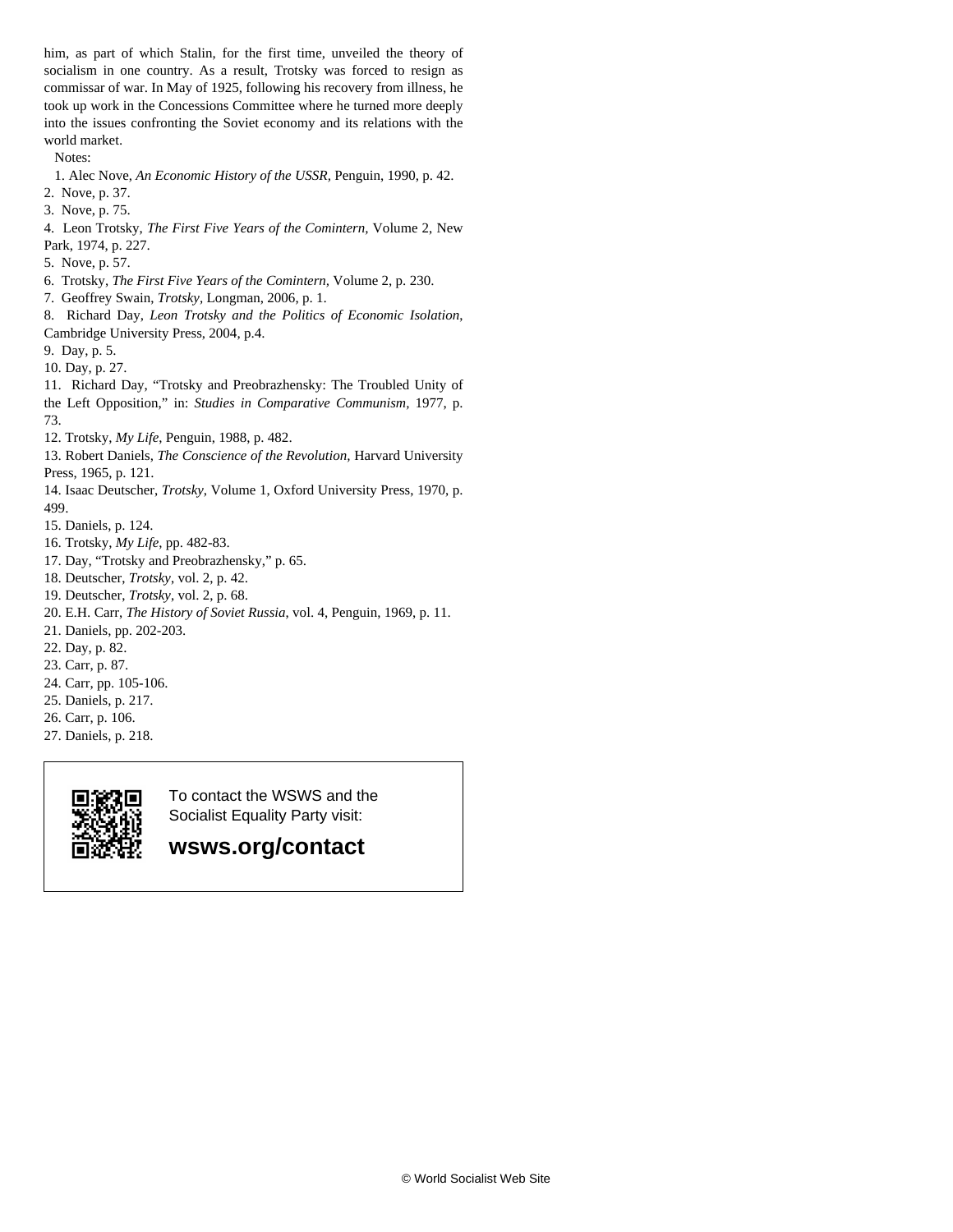him, as part of which Stalin, for the first time, unveiled the theory of socialism in one country. As a result, Trotsky was forced to resign as commissar of war. In May of 1925, following his recovery from illness, he took up work in the Concessions Committee where he turned more deeply into the issues confronting the Soviet economy and its relations with the world market.

Notes:

1. Alec Nove, *An Economic History of the USSR*, Penguin, 1990, p. 42.
2. Nove, p. 37.
3. Nove, p. 75.
4. Leon Trotsky, *The First Five Years of the Comintern*, Volume 2, New Park, 1974, p. 227.
5. Nove, p. 57.
6. Trotsky, *The First Five Years of the Comintern,* Volume 2, p. 230.
7. Geoffrey Swain, *Trotsky,* Longman, 2006, p. 1.
8. Richard Day, *Leon Trotsky and the Politics of Economic Isolation*, Cambridge University Press, 2004, p.4.
9. Day, p. 5.
10. Day, p. 27.
11. Richard Day, "Trotsky and Preobrazhensky: The Troubled Unity of the Left Opposition," in: *Studies in Comparative Communism,* 1977, p. 73.
12. Trotsky, *My Life*, Penguin, 1988, p. 482.
13. Robert Daniels, *The Conscience of the Revolution,* Harvard University Press, 1965, p. 121.
14. Isaac Deutscher, *Trotsky*, Volume 1, Oxford University Press, 1970, p. 499.
15. Daniels, p. 124.
16. Trotsky, *My Life*, pp. 482-83.
17. Day, "Trotsky and Preobrazhensky," p. 65.
18. Deutscher, *Trotsky*, vol. 2, p. 42.
19. Deutscher, *Trotsky*, vol. 2, p. 68.
20. E.H. Carr, *The History of Soviet Russia,* vol. 4, Penguin, 1969, p. 11.
21. Daniels, pp. 202-203.
22. Day, p. 82.
23. Carr, p. 87.
24. Carr, pp. 105-106.
25. Daniels, p. 217.
26. Carr, p. 106.
27. Daniels, p. 218.

To contact the WSWS and the Socialist Equality Party visit:

**wsws.org/contact**